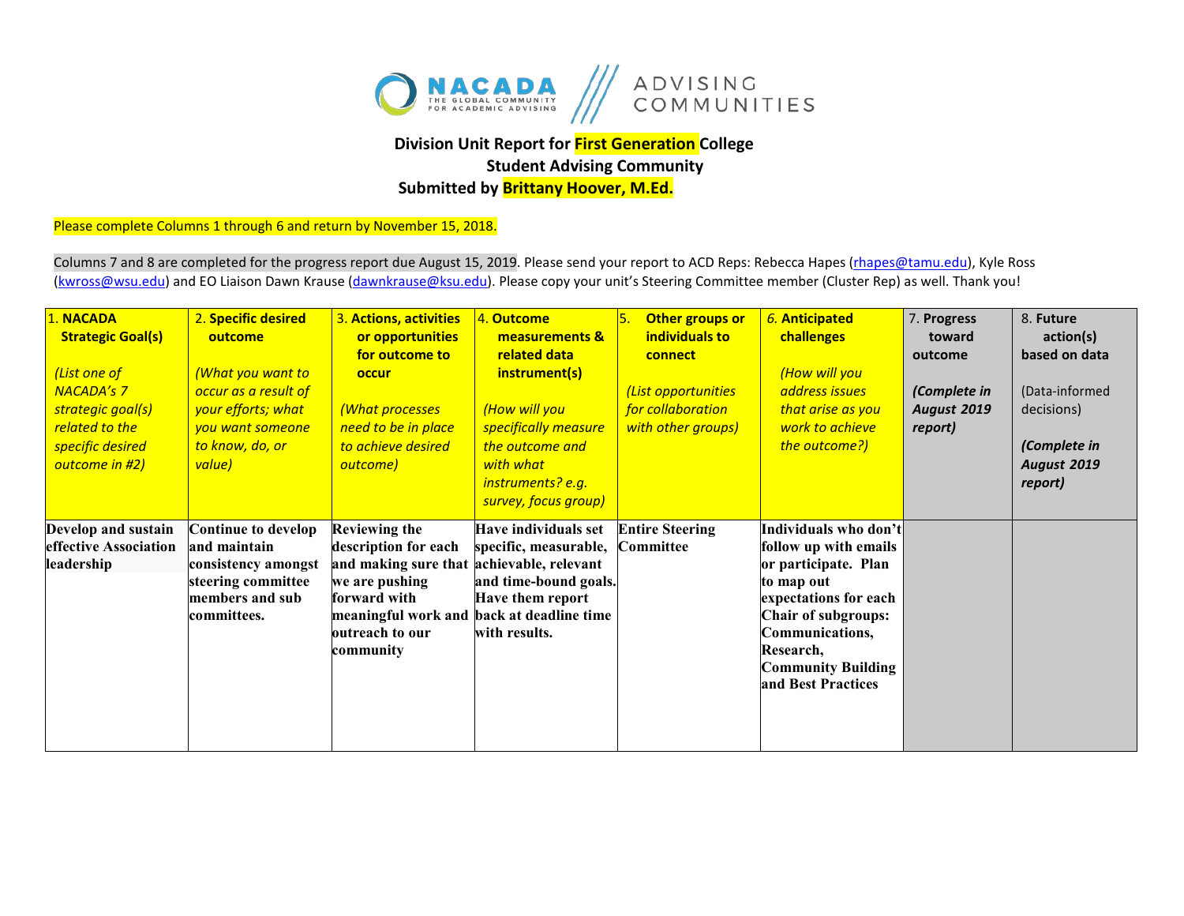NACADA THE GLOBAL COMMUNITY FOR ACADEMIC ADVISING | ADVISING COMMUNITIES

**Division Unit Report for First Generation College Student Advising Community**
**Submitted by Brittany Hoover, M.Ed.**

Please complete Columns 1 through 6 and return by November 15, 2018.

Columns 7 and 8 are completed for the progress report due August 15, 2019. Please send your report to ACD Reps: Rebecca Hapes (rhapes@tamu.edu), Kyle Ross (kwross@wsu.edu) and EO Liaison Dawn Krause (dawnkrause@ksu.edu). Please copy your unit's Steering Committee member (Cluster Rep) as well. Thank you!

| 1. **NACADA Strategic Goal(s)** *(List one of NACADA's 7 strategic goal(s) related to the specific desired outcome in #2)* | 2. **Specific desired outcome** *(What you want to occur as a result of your efforts; what you want someone to know, do, or value)* | 3. **Actions, activities or opportunities for outcome to occur** *(What processes need to be in place to achieve desired outcome)* | 4. **Outcome measurements & related data instrument(s)** *(How will you specifically measure the outcome and with what instruments? e.g. survey, focus group)* | 5. **Other groups or individuals to connect** *(List opportunities for collaboration with other groups)* | *6.* **Anticipated challenges** *(How will you address issues that arise as you work to achieve the outcome?)* | 7. **Progress toward outcome** ***(Complete in August 2019 report)*** | 8. **Future action(s) based on data** (Data-informed decisions) ***(Complete in August 2019 report)*** |
|---|---|---|---|---|---|---|---|
| **Develop and sustain effective Association leadership** | **Continue to develop and maintain consistency amongst steering committee members and sub committees.** | **Reviewing the description for each and making sure that we are pushing forward with meaningful work and outreach to our community** | **Have individuals set specific, measurable, achievable, relevant and time-bound goals. Have them report back at deadline time with results.** | **Entire Steering Committee** | **Individuals who don't follow up with emails or participate. Plan to map out expectations for each Chair of subgroups: Communications, Research, Community Building and Best Practices** | | |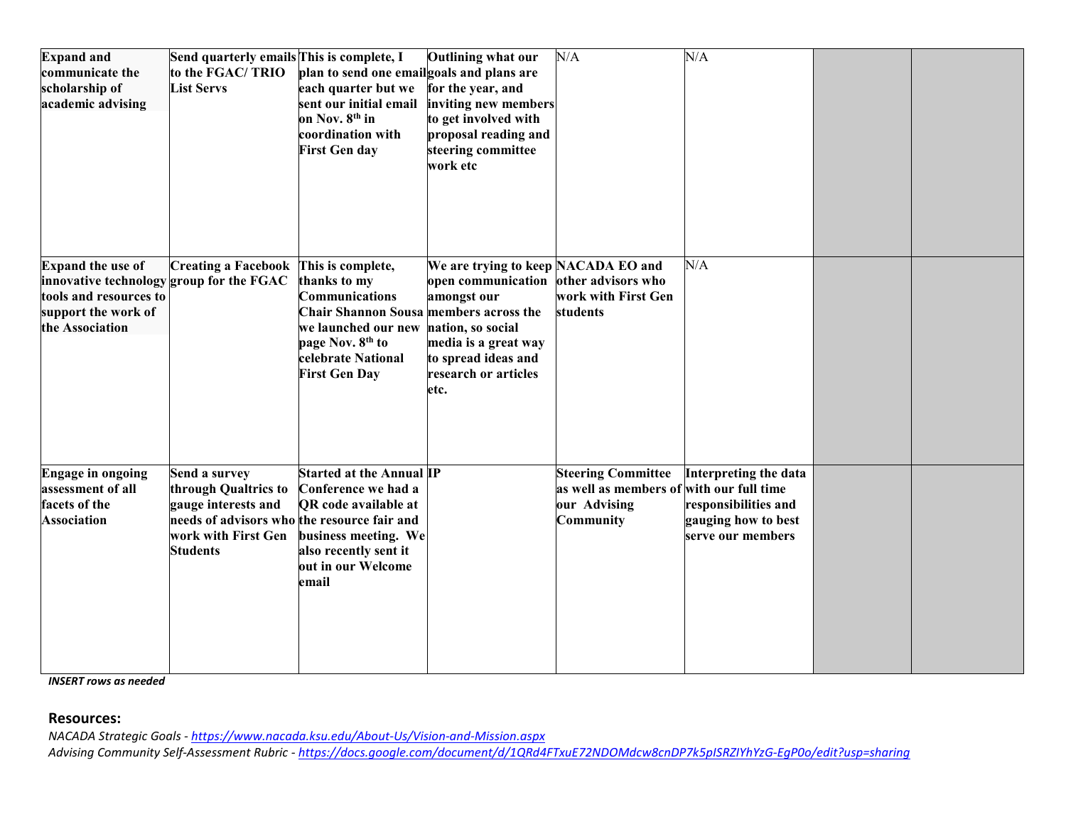| | | | | | | | |
|---|---|---|---|---|---|---|---|
| **Expand and communicate the scholarship of academic advising** | **Send quarterly emails to the FGAC/ TRIO List Servs** | **This is complete, I plan to send one email each quarter but we sent our initial email on Nov. 8th in coordination with First Gen day** | **Outlining what our goals and plans are for the year, and inviting new members to get involved with proposal reading and steering committee work etc** | N/A | N/A | | |
| **Expand the use of innovative technology tools and resources to support the work of the Association** | **Creating a Facebook group for the FGAC** | **This is complete, thanks to my Communications Chair Shannon Sousa we launched our new page Nov. 8th to celebrate National First Gen Day** | **We are trying to keep open communication amongst our members across the nation, so social media is a great way to spread ideas and research or articles etc.** | **NACADA EO and other advisors who work with First Gen students** | N/A | | |
| **Engage in ongoing assessment of all facets of the Association** | **Send a survey through Qualtrics to gauge interests and needs of advisors who work with First Gen Students** | **Started at the Annual Conference we had a QR code available at the resource fair and business meeting. We also recently sent it out in our Welcome email** | **IP** | **Steering Committee as well as members of our Advising Community** | **Interpreting the data with our full time responsibilities and gauging how to best serve our members** | | |

***INSERT rows as needed***

## Resources:

*NACADA Strategic Goals - https://www.nacada.ksu.edu/About-Us/Vision-and-Mission.aspx*

*Advising Community Self-Assessment Rubric - https://docs.google.com/document/d/1QRd4FTxuE72NDOMdcw8cnDP7k5pISRZIYhYzG-EgP0o/edit?usp=sharing*